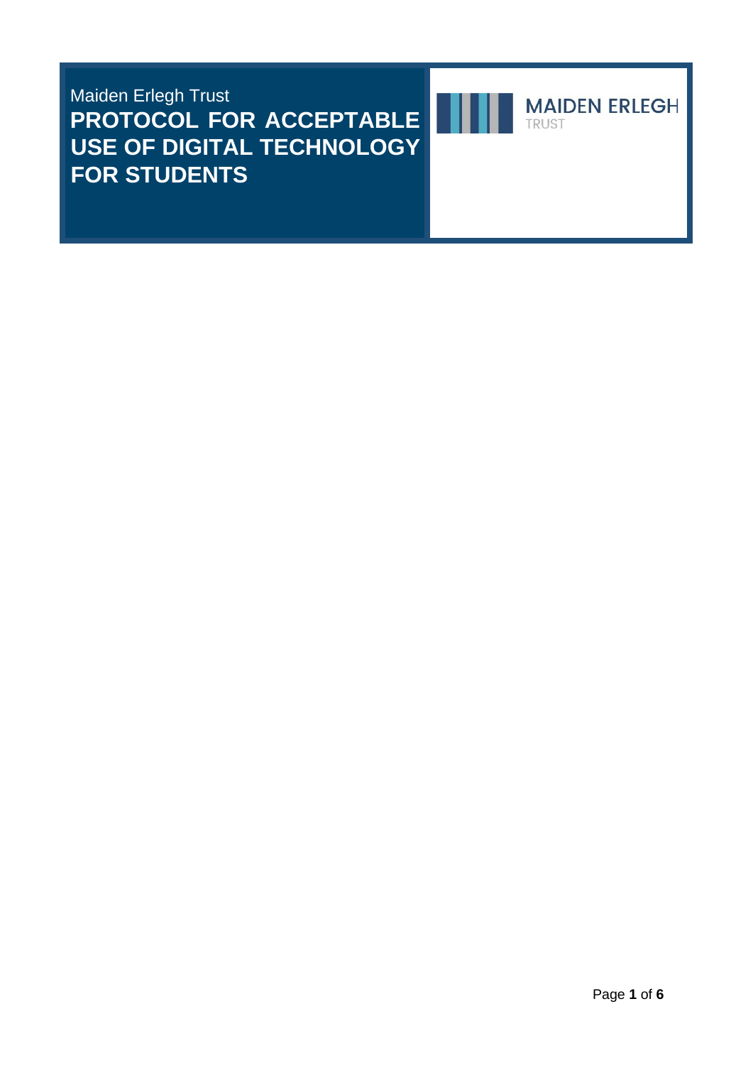Maiden Erlegh Trust

# PROTOCOL FOR ACCEPTABLE USE OF DIGITAL TECHNOLOGY FOR STUDENTS

MAIDEN ERLEGH
TRUST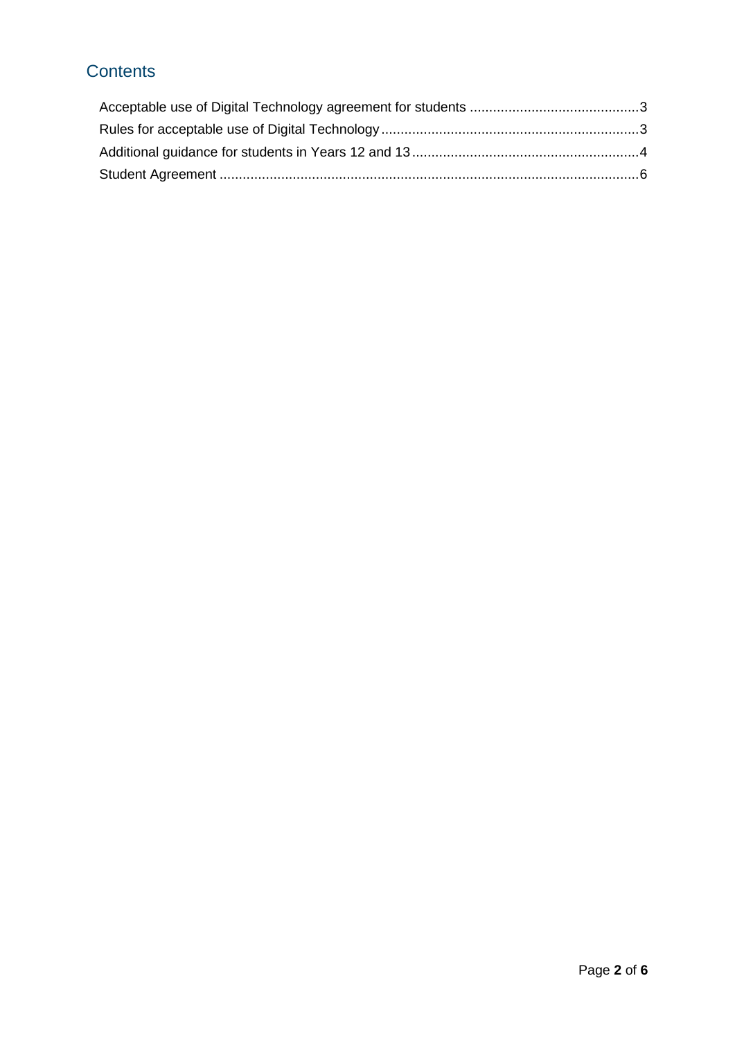## Contents

Acceptable use of Digital Technology agreement for students ........................................... 3
Rules for acceptable use of Digital Technology ................................................................... 3
Additional guidance for students in Years 12 and 13 .......................................................... 4
Student Agreement ............................................................................................................ 6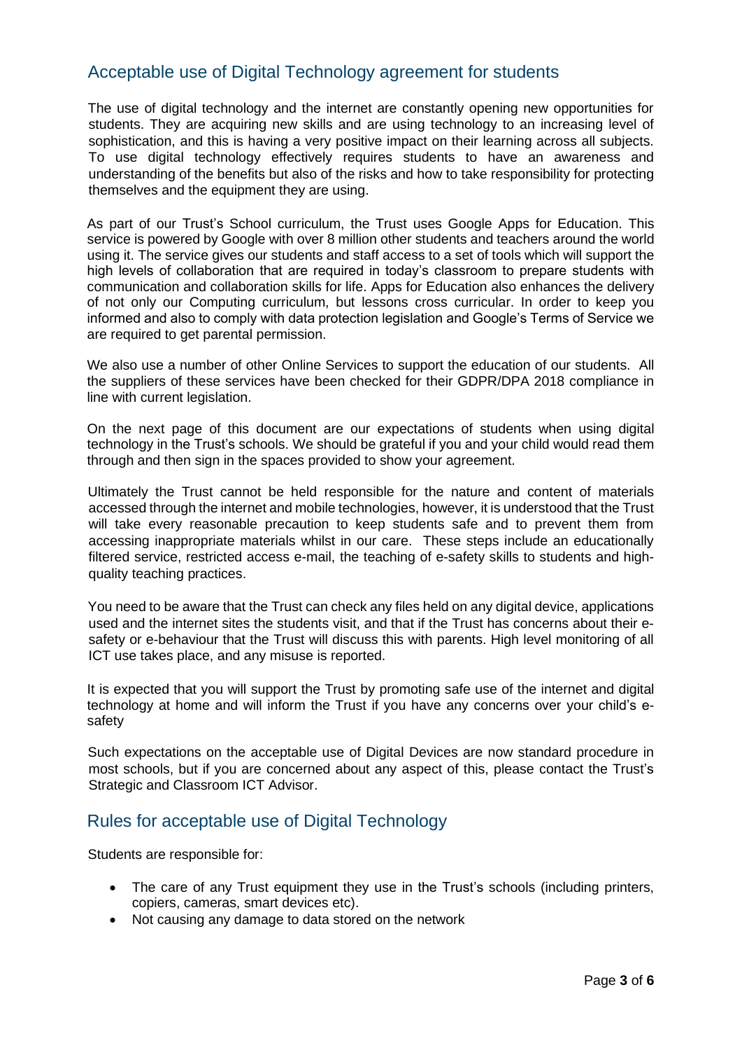## Acceptable use of Digital Technology agreement for students

The use of digital technology and the internet are constantly opening new opportunities for students. They are acquiring new skills and are using technology to an increasing level of sophistication, and this is having a very positive impact on their learning across all subjects. To use digital technology effectively requires students to have an awareness and understanding of the benefits but also of the risks and how to take responsibility for protecting themselves and the equipment they are using.

As part of our Trust's School curriculum, the Trust uses Google Apps for Education. This service is powered by Google with over 8 million other students and teachers around the world using it. The service gives our students and staff access to a set of tools which will support the high levels of collaboration that are required in today's classroom to prepare students with communication and collaboration skills for life. Apps for Education also enhances the delivery of not only our Computing curriculum, but lessons cross curricular. In order to keep you informed and also to comply with data protection legislation and Google's Terms of Service we are required to get parental permission.

We also use a number of other Online Services to support the education of our students. All the suppliers of these services have been checked for their GDPR/DPA 2018 compliance in line with current legislation.

On the next page of this document are our expectations of students when using digital technology in the Trust's schools. We should be grateful if you and your child would read them through and then sign in the spaces provided to show your agreement.

Ultimately the Trust cannot be held responsible for the nature and content of materials accessed through the internet and mobile technologies, however, it is understood that the Trust will take every reasonable precaution to keep students safe and to prevent them from accessing inappropriate materials whilst in our care. These steps include an educationally filtered service, restricted access e-mail, the teaching of e-safety skills to students and high-quality teaching practices.

You need to be aware that the Trust can check any files held on any digital device, applications used and the internet sites the students visit, and that if the Trust has concerns about their e-safety or e-behaviour that the Trust will discuss this with parents. High level monitoring of all ICT use takes place, and any misuse is reported.

It is expected that you will support the Trust by promoting safe use of the internet and digital technology at home and will inform the Trust if you have any concerns over your child's e-safety

Such expectations on the acceptable use of Digital Devices are now standard procedure in most schools, but if you are concerned about any aspect of this, please contact the Trust's Strategic and Classroom ICT Advisor.

## Rules for acceptable use of Digital Technology

Students are responsible for:

- The care of any Trust equipment they use in the Trust's schools (including printers, copiers, cameras, smart devices etc).
- Not causing any damage to data stored on the network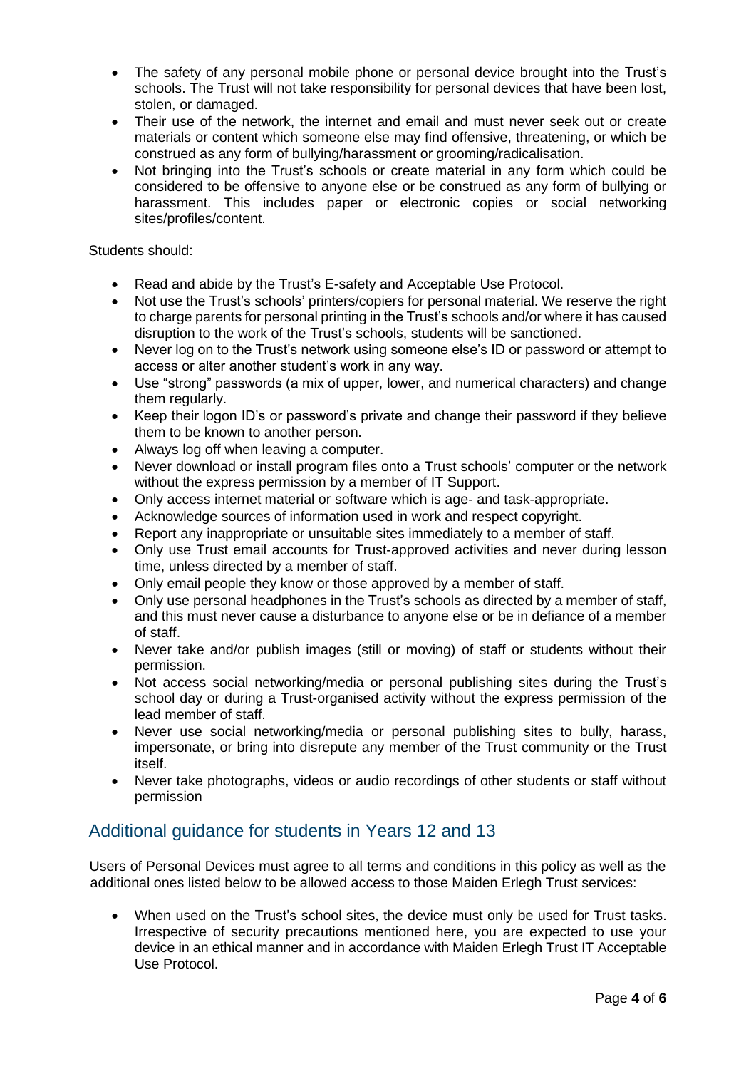- The safety of any personal mobile phone or personal device brought into the Trust's schools. The Trust will not take responsibility for personal devices that have been lost, stolen, or damaged.
- Their use of the network, the internet and email and must never seek out or create materials or content which someone else may find offensive, threatening, or which be construed as any form of bullying/harassment or grooming/radicalisation.
- Not bringing into the Trust's schools or create material in any form which could be considered to be offensive to anyone else or be construed as any form of bullying or harassment. This includes paper or electronic copies or social networking sites/profiles/content.

Students should:

- Read and abide by the Trust's E-safety and Acceptable Use Protocol.
- Not use the Trust's schools' printers/copiers for personal material. We reserve the right to charge parents for personal printing in the Trust's schools and/or where it has caused disruption to the work of the Trust's schools, students will be sanctioned.
- Never log on to the Trust's network using someone else's ID or password or attempt to access or alter another student's work in any way.
- Use "strong" passwords (a mix of upper, lower, and numerical characters) and change them regularly.
- Keep their logon ID's or password's private and change their password if they believe them to be known to another person.
- Always log off when leaving a computer.
- Never download or install program files onto a Trust schools' computer or the network without the express permission by a member of IT Support.
- Only access internet material or software which is age- and task-appropriate.
- Acknowledge sources of information used in work and respect copyright.
- Report any inappropriate or unsuitable sites immediately to a member of staff.
- Only use Trust email accounts for Trust-approved activities and never during lesson time, unless directed by a member of staff.
- Only email people they know or those approved by a member of staff.
- Only use personal headphones in the Trust's schools as directed by a member of staff, and this must never cause a disturbance to anyone else or be in defiance of a member of staff.
- Never take and/or publish images (still or moving) of staff or students without their permission.
- Not access social networking/media or personal publishing sites during the Trust's school day or during a Trust-organised activity without the express permission of the lead member of staff.
- Never use social networking/media or personal publishing sites to bully, harass, impersonate, or bring into disrepute any member of the Trust community or the Trust itself.
- Never take photographs, videos or audio recordings of other students or staff without permission

## Additional guidance for students in Years 12 and 13

Users of Personal Devices must agree to all terms and conditions in this policy as well as the additional ones listed below to be allowed access to those Maiden Erlegh Trust services:

- When used on the Trust's school sites, the device must only be used for Trust tasks. Irrespective of security precautions mentioned here, you are expected to use your device in an ethical manner and in accordance with Maiden Erlegh Trust IT Acceptable Use Protocol.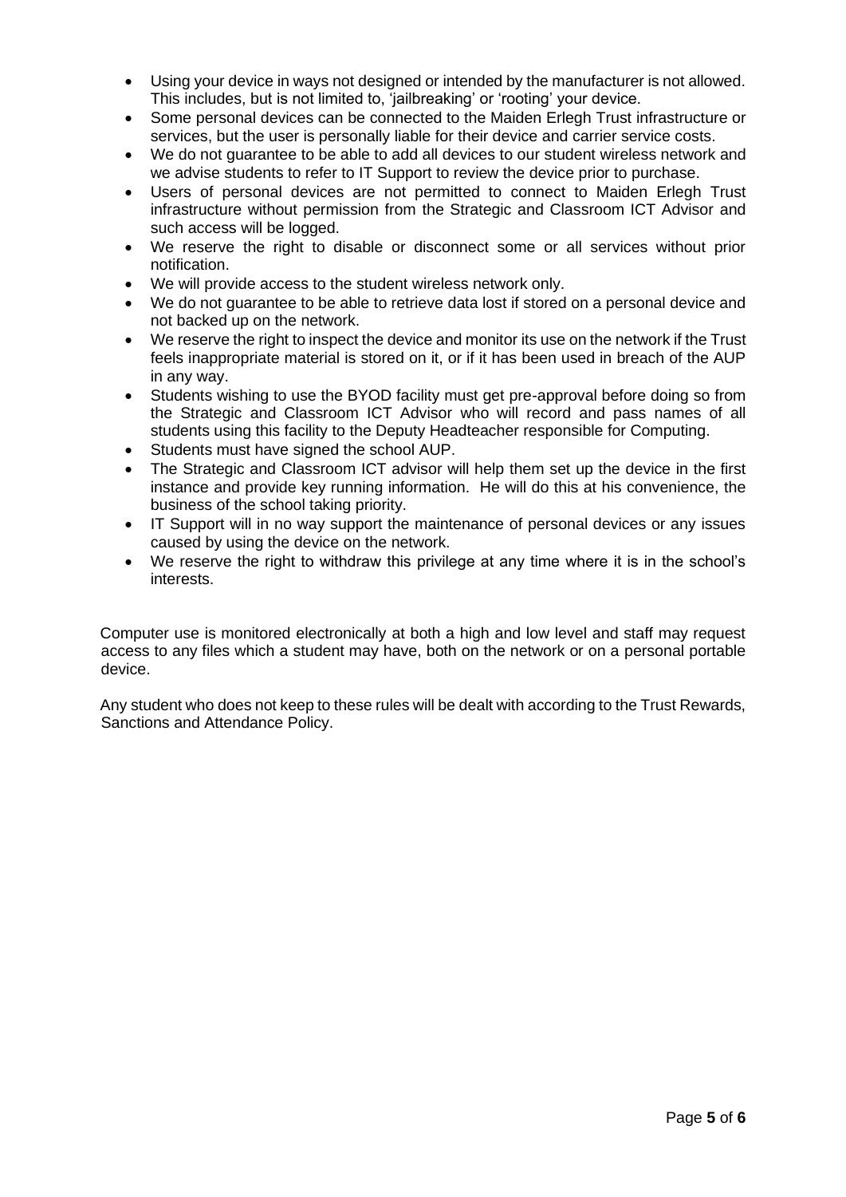- Using your device in ways not designed or intended by the manufacturer is not allowed. This includes, but is not limited to, 'jailbreaking' or 'rooting' your device.
- Some personal devices can be connected to the Maiden Erlegh Trust infrastructure or services, but the user is personally liable for their device and carrier service costs.
- We do not guarantee to be able to add all devices to our student wireless network and we advise students to refer to IT Support to review the device prior to purchase.
- Users of personal devices are not permitted to connect to Maiden Erlegh Trust infrastructure without permission from the Strategic and Classroom ICT Advisor and such access will be logged.
- We reserve the right to disable or disconnect some or all services without prior notification.
- We will provide access to the student wireless network only.
- We do not guarantee to be able to retrieve data lost if stored on a personal device and not backed up on the network.
- We reserve the right to inspect the device and monitor its use on the network if the Trust feels inappropriate material is stored on it, or if it has been used in breach of the AUP in any way.
- Students wishing to use the BYOD facility must get pre-approval before doing so from the Strategic and Classroom ICT Advisor who will record and pass names of all students using this facility to the Deputy Headteacher responsible for Computing.
- Students must have signed the school AUP.
- The Strategic and Classroom ICT advisor will help them set up the device in the first instance and provide key running information. He will do this at his convenience, the business of the school taking priority.
- IT Support will in no way support the maintenance of personal devices or any issues caused by using the device on the network.
- We reserve the right to withdraw this privilege at any time where it is in the school's interests.

Computer use is monitored electronically at both a high and low level and staff may request access to any files which a student may have, both on the network or on a personal portable device.

Any student who does not keep to these rules will be dealt with according to the Trust Rewards, Sanctions and Attendance Policy.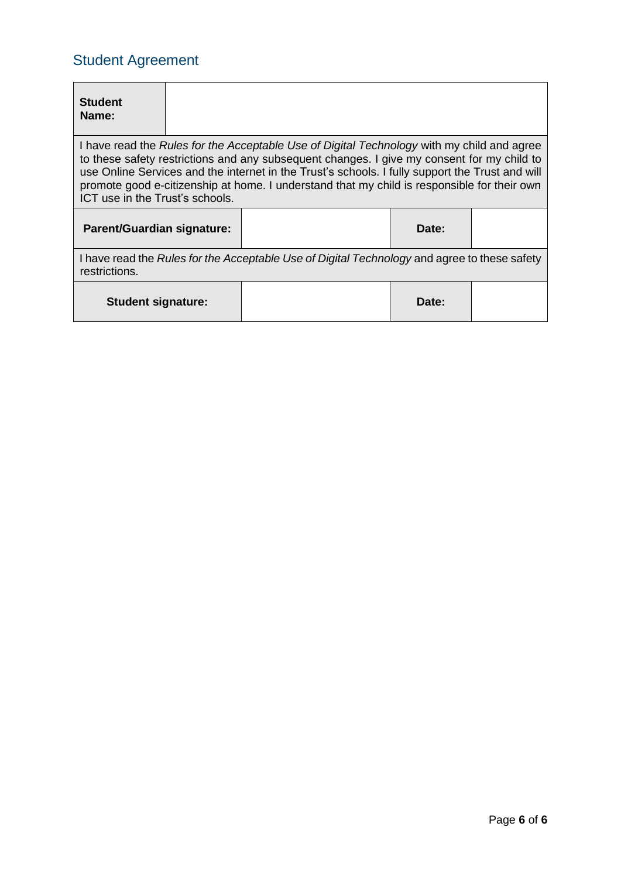## Student Agreement

| | | | |
|---|---|---|---|
| **Student Name:** | | | |
| I have read the *Rules for the Acceptable Use of Digital Technology* with my child and agree to these safety restrictions and any subsequent changes. I give my consent for my child to use Online Services and the internet in the Trust's schools. I fully support the Trust and will promote good e-citizenship at home. I understand that my child is responsible for their own ICT use in the Trust's schools. | | | |
| **Parent/Guardian signature:** | | **Date:** | |
| I have read the *Rules for the Acceptable Use of Digital Technology* and agree to these safety restrictions. | | | |
| **Student signature:** | | **Date:** | |